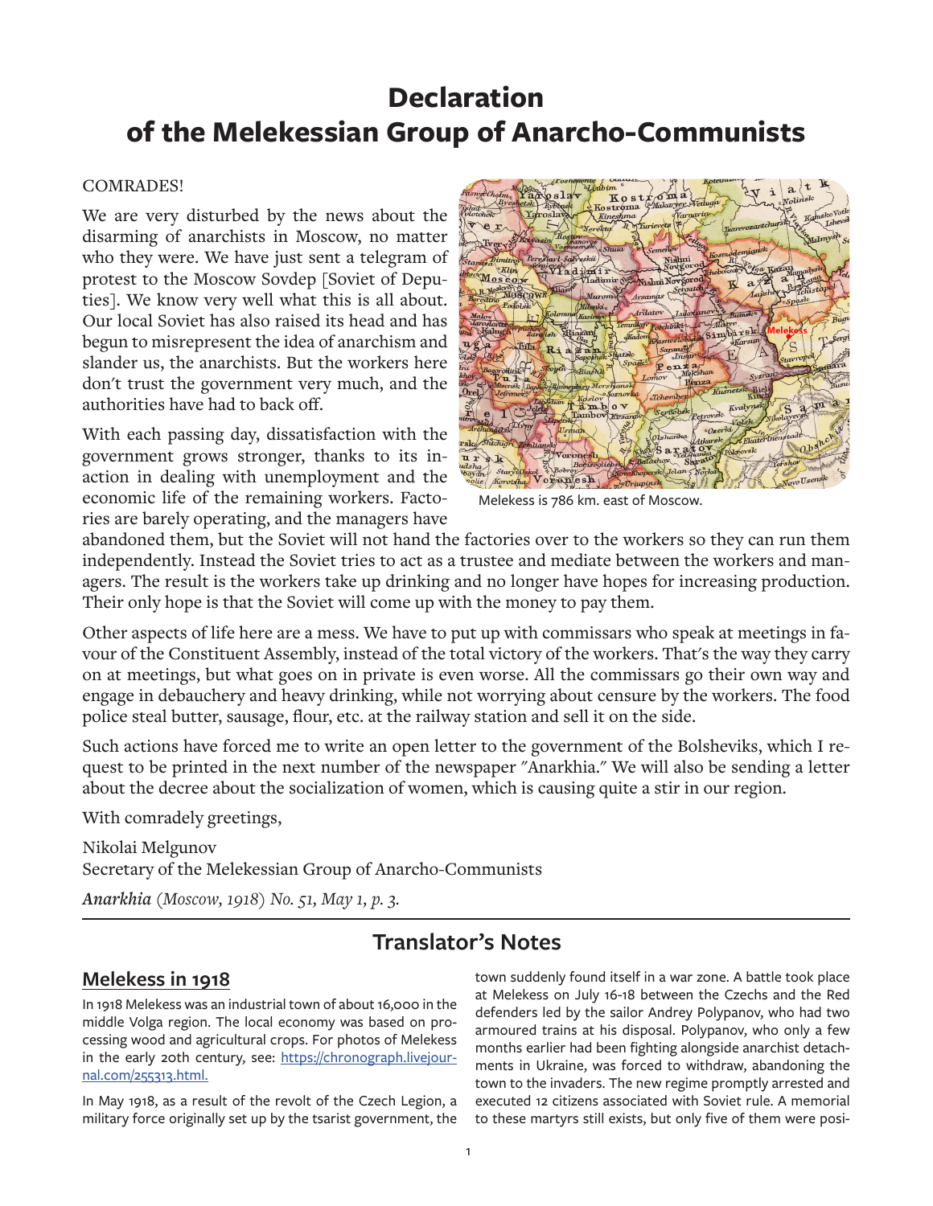# Declaration of the Melekessian Group of Anarcho-Communists

COMRADES!

We are very disturbed by the news about the disarming of anarchists in Moscow, no matter who they were. We have just sent a telegram of protest to the Moscow Sovdep [Soviet of Deputies]. We know very well what this is all about. Our local Soviet has also raised its head and has begun to misrepresent the idea of anarchism and slander us, the anarchists. But the workers here don't trust the government very much, and the authorities have had to back off.

With each passing day, dissatisfaction with the government grows stronger, thanks to its inaction in dealing with unemployment and the economic life of the remaining workers. Factories are barely operating, and the managers have abandoned them, but the Soviet will not hand the factories over to the workers so they can run them independently. Instead the Soviet tries to act as a trustee and mediate between the workers and managers. The result is the workers take up drinking and no longer have hopes for increasing production. Their only hope is that the Soviet will come up with the money to pay them.

Melekess is 786 km. east of Moscow.

Other aspects of life here are a mess. We have to put up with commissars who speak at meetings in favour of the Constituent Assembly, instead of the total victory of the workers. That's the way they carry on at meetings, but what goes on in private is even worse. All the commissars go their own way and engage in debauchery and heavy drinking, while not worrying about censure by the workers. The food police steal butter, sausage, flour, etc. at the railway station and sell it on the side.

Such actions have forced me to write an open letter to the government of the Bolsheviks, which I request to be printed in the next number of the newspaper "Anarkhia." We will also be sending a letter about the decree about the socialization of women, which is causing quite a stir in our region.

With comradely greetings,

Nikolai Melgunov  
Secretary of the Melekessian Group of Anarcho-Communists

*Anarkhia (Moscow, 1918) No. 51, May 1, p. 3.*

---

## Translator's Notes

### Melekess in 1918

In 1918 Melekess was an industrial town of about 16,000 in the middle Volga region. The local economy was based on processing wood and agricultural crops. For photos of Melekess in the early 20th century, see: https://chronograph.livejournal.com/255313.html.

In May 1918, as a result of the revolt of the Czech Legion, a military force originally set up by the tsarist government, the town suddenly found itself in a war zone. A battle took place at Melekess on July 16-18 between the Czechs and the Red defenders led by the sailor Andrey Polypanov, who had two armoured trains at his disposal. Polypanov, who only a few months earlier had been fighting alongside anarchist detachments in Ukraine, was forced to withdraw, abandoning the town to the invaders. The new regime promptly arrested and executed 12 citizens associated with Soviet rule. A memorial to these martyrs still exists, but only five of them were posi-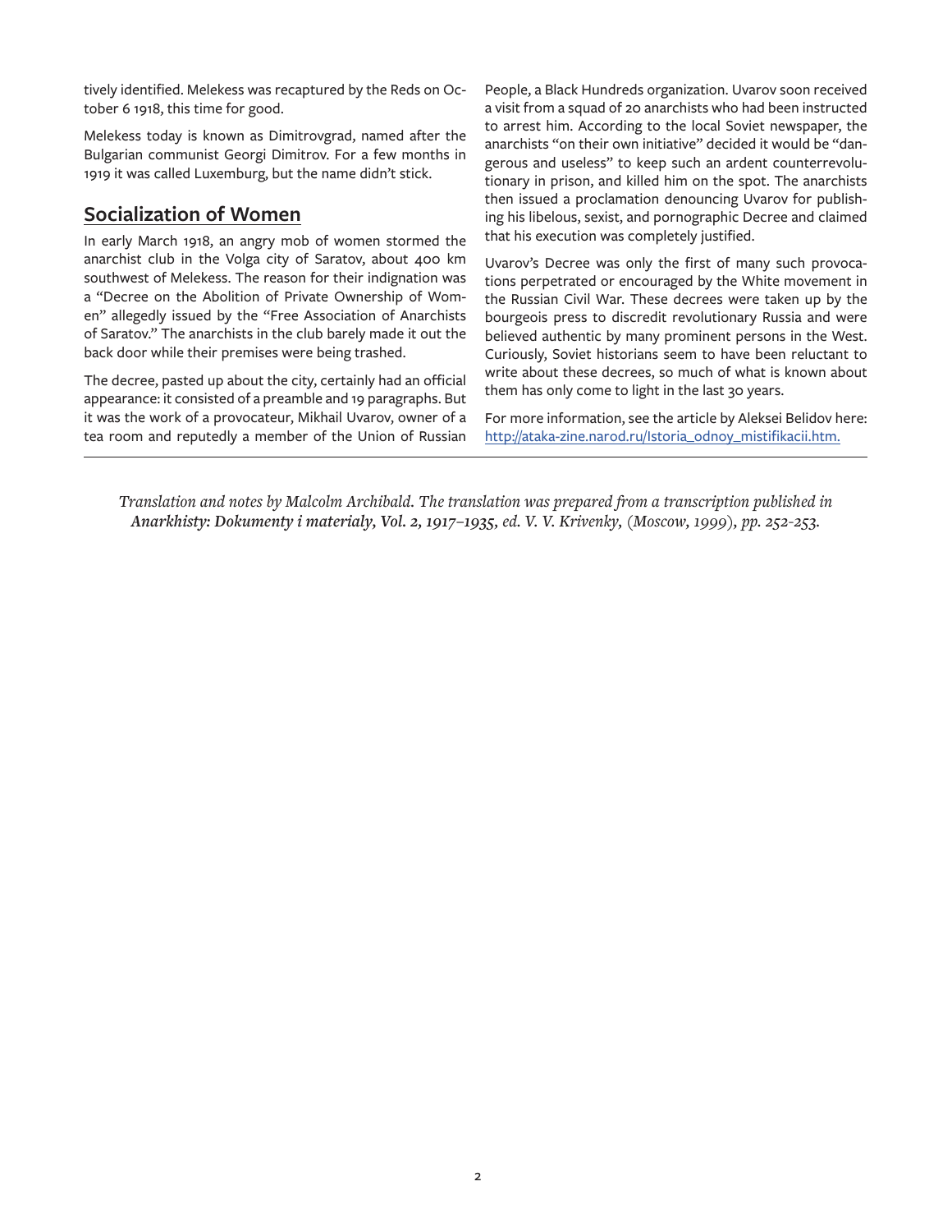tively identified. Melekess was recaptured by the Reds on October 6 1918, this time for good.

Melekess today is known as Dimitrovgrad, named after the Bulgarian communist Georgi Dimitrov. For a few months in 1919 it was called Luxemburg, but the name didn't stick.

## Socialization of Women

In early March 1918, an angry mob of women stormed the anarchist club in the Volga city of Saratov, about 400 km southwest of Melekess. The reason for their indignation was a "Decree on the Abolition of Private Ownership of Women" allegedly issued by the "Free Association of Anarchists of Saratov." The anarchists in the club barely made it out the back door while their premises were being trashed.

The decree, pasted up about the city, certainly had an official appearance: it consisted of a preamble and 19 paragraphs. But it was the work of a provocateur, Mikhail Uvarov, owner of a tea room and reputedly a member of the Union of Russian People, a Black Hundreds organization. Uvarov soon received a visit from a squad of 20 anarchists who had been instructed to arrest him. According to the local Soviet newspaper, the anarchists "on their own initiative" decided it would be "dangerous and useless" to keep such an ardent counterrevolutionary in prison, and killed him on the spot. The anarchists then issued a proclamation denouncing Uvarov for publishing his libelous, sexist, and pornographic Decree and claimed that his execution was completely justified.

Uvarov's Decree was only the first of many such provocations perpetrated or encouraged by the White movement in the Russian Civil War. These decrees were taken up by the bourgeois press to discredit revolutionary Russia and were believed authentic by many prominent persons in the West. Curiously, Soviet historians seem to have been reluctant to write about these decrees, so much of what is known about them has only come to light in the last 30 years.

For more information, see the article by Aleksei Belidov here: http://ataka-zine.narod.ru/Istoria_odnoy_mistifikacii.htm.

---

*Translation and notes by Malcolm Archibald. The translation was prepared from a transcription published in* ***Anarkhisty: Dokumenty i materialy, Vol. 2, 1917–1935****, ed. V. V. Krivenky, (Moscow, 1999), pp. 252-253.*